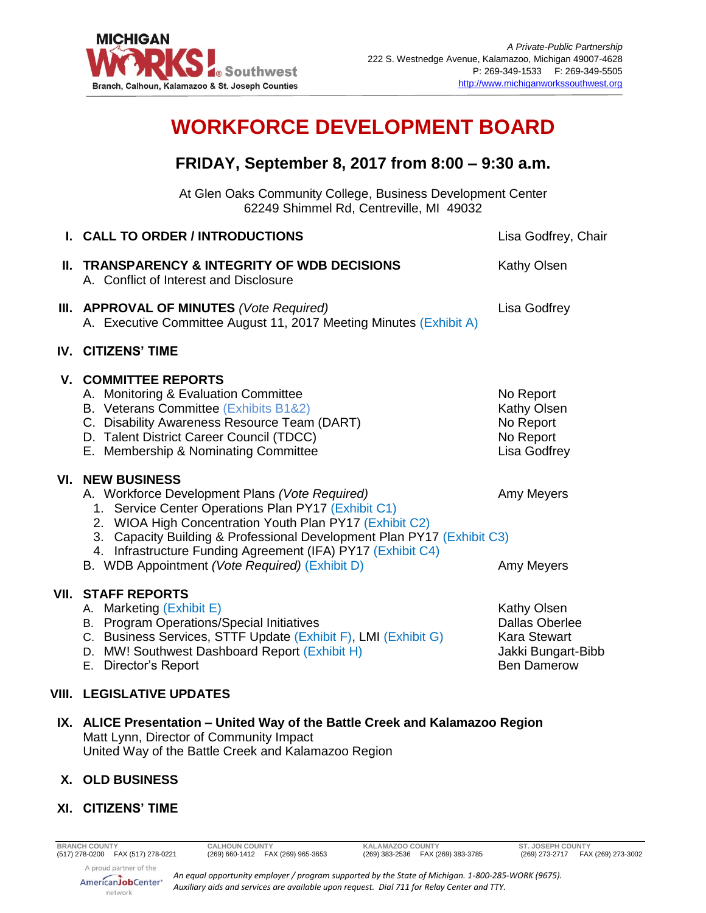MICHIGAN WORKS! Southwest
Branch, Calhoun, Kalamazoo & St. Joseph Counties

*A Private-Public Partnership*
222 S. Westnedge Avenue, Kalamazoo, Michigan 49007-4628
P: 269-349-1533 F: 269-349-5505
http://www.michiganworkssouthwest.org

# WORKFORCE DEVELOPMENT BOARD

## FRIDAY, September 8, 2017 from 8:00 – 9:30 a.m.

At Glen Oaks Community College, Business Development Center
62249 Shimmel Rd, Centreville, MI 49032

**I. CALL TO ORDER / INTRODUCTIONS** — Lisa Godfrey, Chair

**II. TRANSPARENCY & INTEGRITY OF WDB DECISIONS** — Kathy Olsen
- A. Conflict of Interest and Disclosure

**III. APPROVAL OF MINUTES** *(Vote Required)* — Lisa Godfrey
- A. Executive Committee August 11, 2017 Meeting Minutes (Exhibit A)

**IV. CITIZENS' TIME**

**V. COMMITTEE REPORTS**
- A. Monitoring & Evaluation Committee — No Report
- B. Veterans Committee (Exhibits B1&2) — Kathy Olsen
- C. Disability Awareness Resource Team (DART) — No Report
- D. Talent District Career Council (TDCC) — No Report
- E. Membership & Nominating Committee — Lisa Godfrey

**VI. NEW BUSINESS**
- A. Workforce Development Plans *(Vote Required)* — Amy Meyers
  1. Service Center Operations Plan PY17 (Exhibit C1)
  2. WIOA High Concentration Youth Plan PY17 (Exhibit C2)
  3. Capacity Building & Professional Development Plan PY17 (Exhibit C3)
  4. Infrastructure Funding Agreement (IFA) PY17 (Exhibit C4)
- B. WDB Appointment *(Vote Required)* (Exhibit D) — Amy Meyers

**VII. STAFF REPORTS**
- A. Marketing (Exhibit E) — Kathy Olsen
- B. Program Operations/Special Initiatives — Dallas Oberlee
- C. Business Services, STTF Update (Exhibit F), LMI (Exhibit G) — Kara Stewart
- D. MW! Southwest Dashboard Report (Exhibit H) — Jakki Bungart-Bibb
- E. Director's Report — Ben Damerow

**VIII. LEGISLATIVE UPDATES**

**IX. ALICE Presentation – United Way of the Battle Creek and Kalamazoo Region**
Matt Lynn, Director of Community Impact
United Way of the Battle Creek and Kalamazoo Region

**X. OLD BUSINESS**

**XI. CITIZENS' TIME**

| BRANCH COUNTY | CALHOUN COUNTY | KALAMAZOO COUNTY | ST. JOSEPH COUNTY |
|---|---|---|---|
| (517) 278-0200 FAX (517) 278-0221 | (269) 660-1412 FAX (269) 965-3653 | (269) 383-2536 FAX (269) 383-3785 | (269) 273-2717 FAX (269) 273-3002 |

A proud partner of the AmericanJobCenter network

*An equal opportunity employer / program supported by the State of Michigan. 1-800-285-WORK (9675). Auxiliary aids and services are available upon request. Dial 711 for Relay Center and TTY.*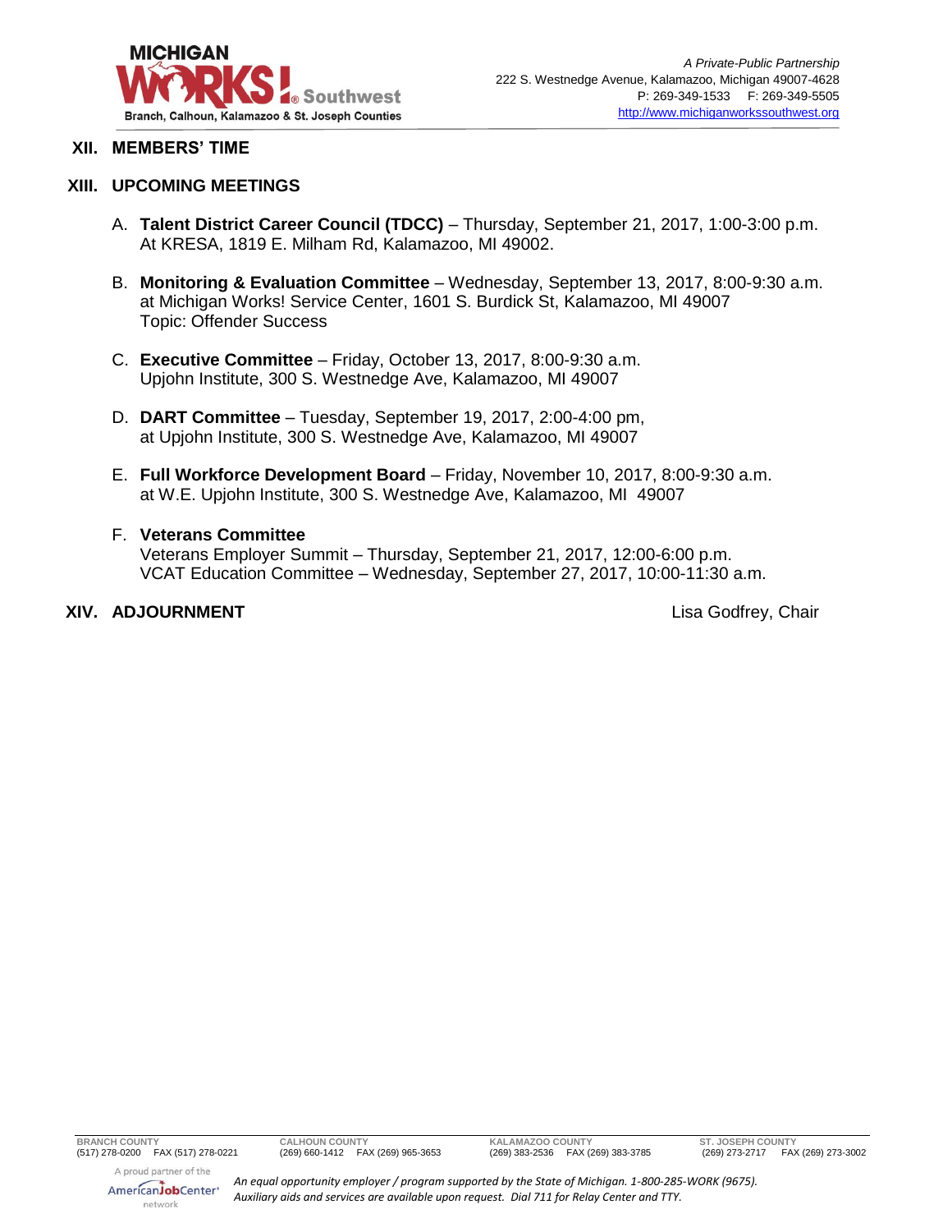## XII. MEMBERS' TIME

## XIII. UPCOMING MEETINGS

A. **Talent District Career Council (TDCC)** – Thursday, September 21, 2017, 1:00-3:00 p.m. At KRESA, 1819 E. Milham Rd, Kalamazoo, MI 49002.

B. **Monitoring & Evaluation Committee** – Wednesday, September 13, 2017, 8:00-9:30 a.m. at Michigan Works! Service Center, 1601 S. Burdick St, Kalamazoo, MI 49007
Topic: Offender Success

C. **Executive Committee** – Friday, October 13, 2017, 8:00-9:30 a.m.
Upjohn Institute, 300 S. Westnedge Ave, Kalamazoo, MI 49007

D. **DART Committee** – Tuesday, September 19, 2017, 2:00-4:00 pm,
at Upjohn Institute, 300 S. Westnedge Ave, Kalamazoo, MI 49007

E. **Full Workforce Development Board** – Friday, November 10, 2017, 8:00-9:30 a.m.
at W.E. Upjohn Institute, 300 S. Westnedge Ave, Kalamazoo, MI 49007

F. **Veterans Committee**
Veterans Employer Summit – Thursday, September 21, 2017, 12:00-6:00 p.m.
VCAT Education Committee – Wednesday, September 27, 2017, 10:00-11:30 a.m.

## XIV. ADJOURNMENT

Lisa Godfrey, Chair